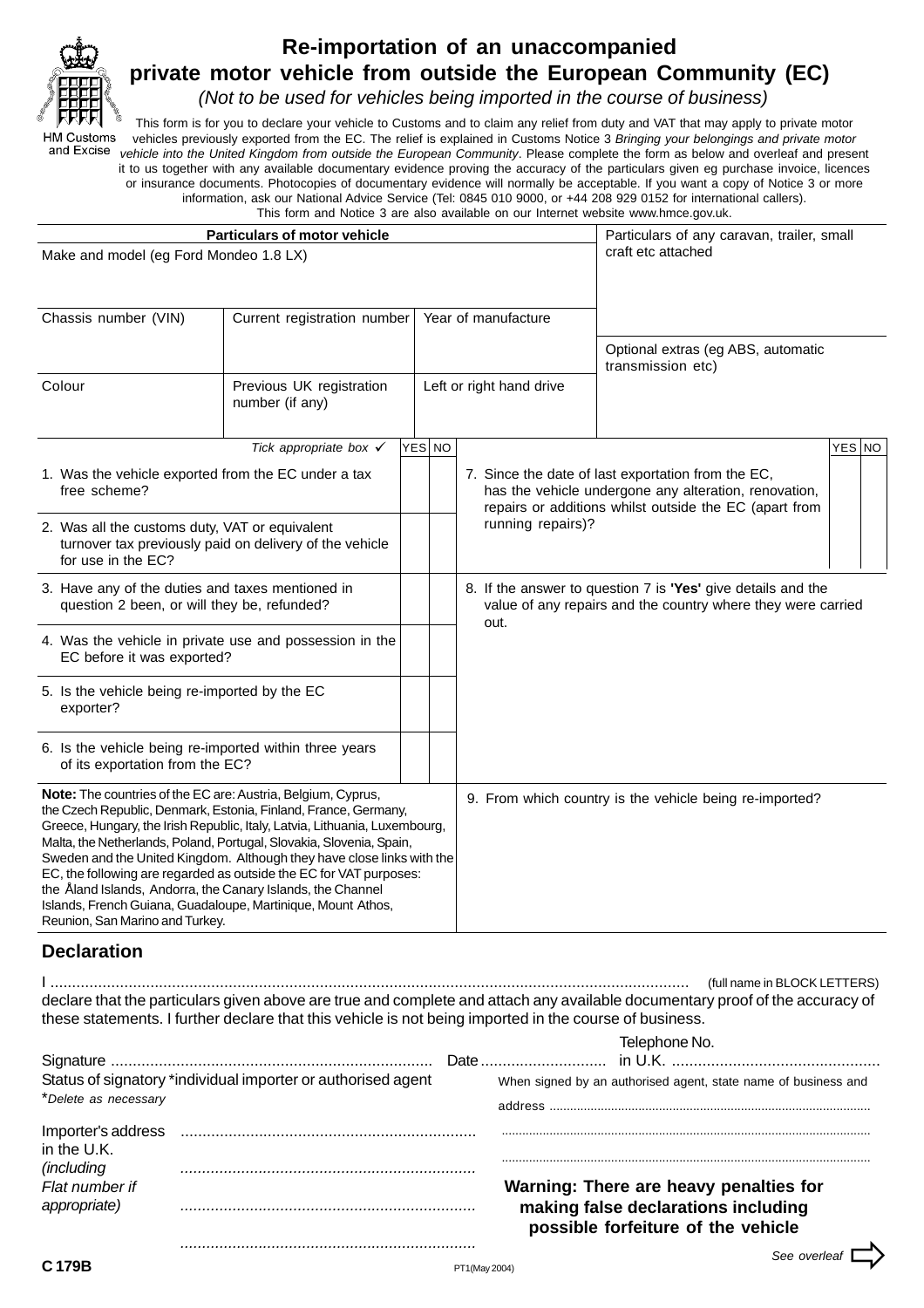HM Customs and Excise

# Re-importation of an unaccompanied private motor vehicle from outside the European Community (EC)

*(Not to be used for vehicles being imported in the course of business)*

This form is for you to declare your vehicle to Customs and to claim any relief from duty and VAT that may apply to private motor vehicles previously exported from the EC. The relief is explained in Customs Notice 3 *Bringing your belongings and private motor vehicle into the United Kingdom from outside the European Community*. Please complete the form as below and overleaf and present it to us together with any available documentary evidence proving the accuracy of the particulars given eg purchase invoice, licences or insurance documents. Photocopies of documentary evidence will normally be acceptable. If you want a copy of Notice 3 or more information, ask our National Advice Service (Tel: 0845 010 9000, or +44 208 929 0152 for international callers). This form and Notice 3 are also available on our Internet website www.hmce.gov.uk.

| **Particulars of motor vehicle** | | | Particulars of any caravan, trailer, small craft etc attached |
|---|---|---|---|
| Make and model (eg Ford Mondeo 1.8 LX) | | | |
| Chassis number (VIN) | Current registration number | Year of manufacture | |
| | | | Optional extras (eg ABS, automatic transmission etc) |
| Colour | Previous UK registration number (if any) | Left or right hand drive | |

| *Tick appropriate box* ✓ | YES | NO |
|---|---|---|
| 1. Was the vehicle exported from the EC under a tax free scheme? | | |
| 2. Was all the customs duty, VAT or equivalent turnover tax previously paid on delivery of the vehicle for use in the EC? | | |
| 3. Have any of the duties and taxes mentioned in question 2 been, or will they be, refunded? | | |
| 4. Was the vehicle in private use and possession in the EC before it was exported? | | |
| 5. Is the vehicle being re-imported by the EC exporter? | | |
| 6. Is the vehicle being re-imported within three years of its exportation from the EC? | | |
| 7. Since the date of last exportation from the EC, has the vehicle undergone any alteration, renovation, repairs or additions whilst outside the EC (apart from running repairs)? | | |

8. If the answer to question 7 is **'Yes'** give details and the value of any repairs and the country where they were carried out.

9. From which country is the vehicle being re-imported?

**Note:** The countries of the EC are: Austria, Belgium, Cyprus, the Czech Republic, Denmark, Estonia, Finland, France, Germany, Greece, Hungary, the Irish Republic, Italy, Latvia, Lithuania, Luxembourg, Malta, the Netherlands, Poland, Portugal, Slovakia, Slovenia, Spain, Sweden and the United Kingdom. Although they have close links with the EC, the following are regarded as outside the EC for VAT purposes: the Åland Islands, Andorra, the Canary Islands, the Channel Islands, French Guiana, Guadaloupe, Martinique, Mount Athos, Reunion, San Marino and Turkey.

## Declaration

I .................................................................................................................................... (full name in BLOCK LETTERS)

declare that the particulars given above are true and complete and attach any available documentary proof of the accuracy of these statements. I further declare that this vehicle is not being imported in the course of business.

Signature ........................................................................... Date ............................ Telephone No. in U.K. ................................................

Status of signatory \*individual importer or authorised agent

*\*Delete as necessary*

When signed by an authorised agent, state name of business and address ..........................................................................................

Importer's address in the U.K. *(including Flat number if appropriate)* ....................................................................

**Warning: There are heavy penalties for making false declarations including possible forfeiture of the vehicle**

C 179B

PT1(May 2004)

*See overleaf*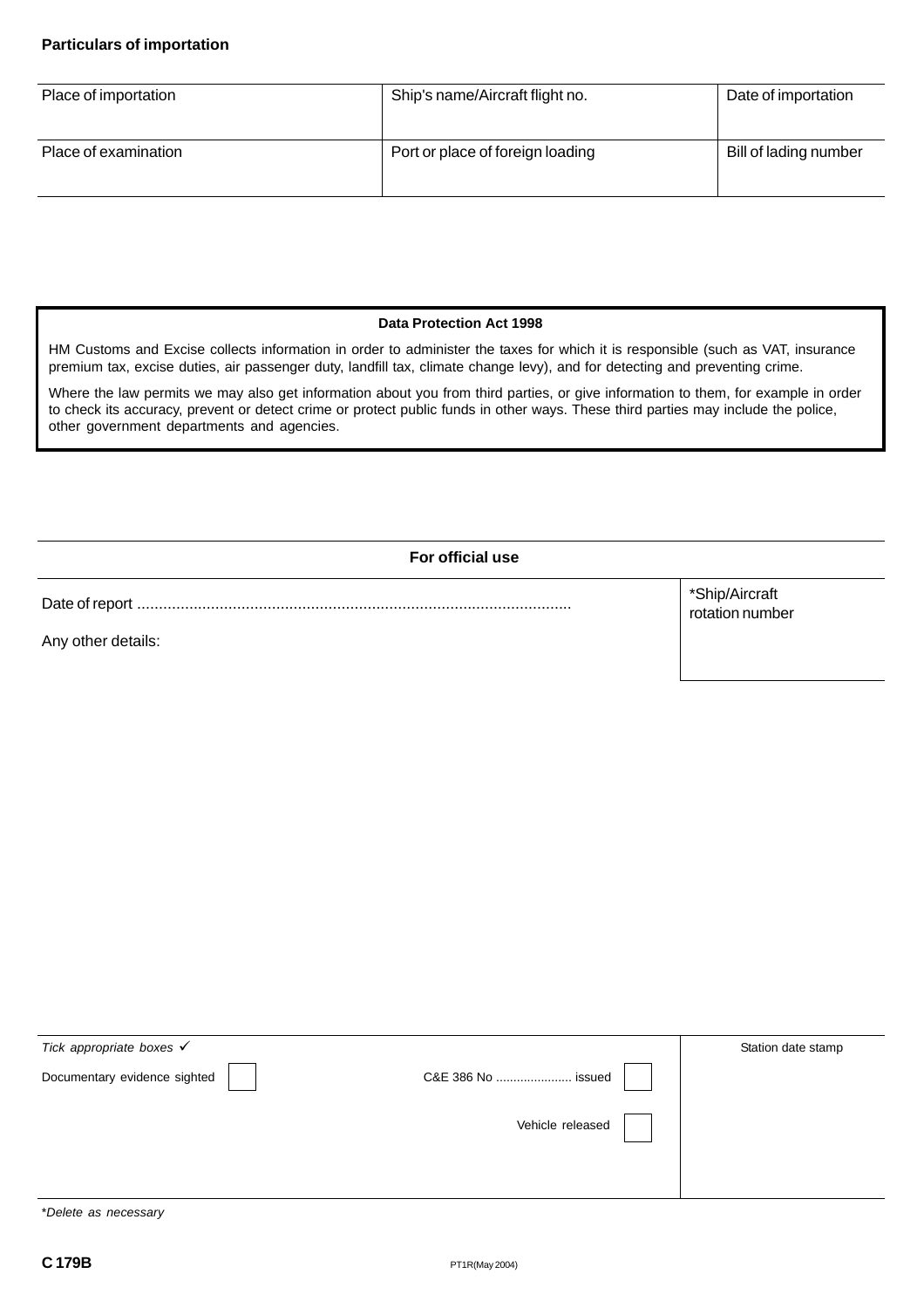**Particulars of importation**

| | | |
|---|---|---|
| Place of importation | Ship's name/Aircraft flight no. | Date of importation |
| Place of examination | Port or place of foreign loading | Bill of lading number |

**Data Protection Act 1998**

HM Customs and Excise collects information in order to administer the taxes for which it is responsible (such as VAT, insurance premium tax, excise duties, air passenger duty, landfill tax, climate change levy), and for detecting and preventing crime.

Where the law permits we may also get information about you from third parties, or give information to them, for example in order to check its accuracy, prevent or detect crime or protect public funds in other ways. These third parties may include the police, other government departments and agencies.

**For official use**

| | |
|---|---|
| Date of report .................................................................................................... <br><br> Any other details: | *Ship/Aircraft rotation number |

| | | |
|---|---|---|
| *Tick appropriate boxes* ✓ | | Station date stamp |
| Documentary evidence sighted ☐ | C&E 386 No ...................... issued ☐ | |
| | Vehicle released ☐ | |

*\*Delete as necessary*

**C 179B**

PT1R(May 2004)